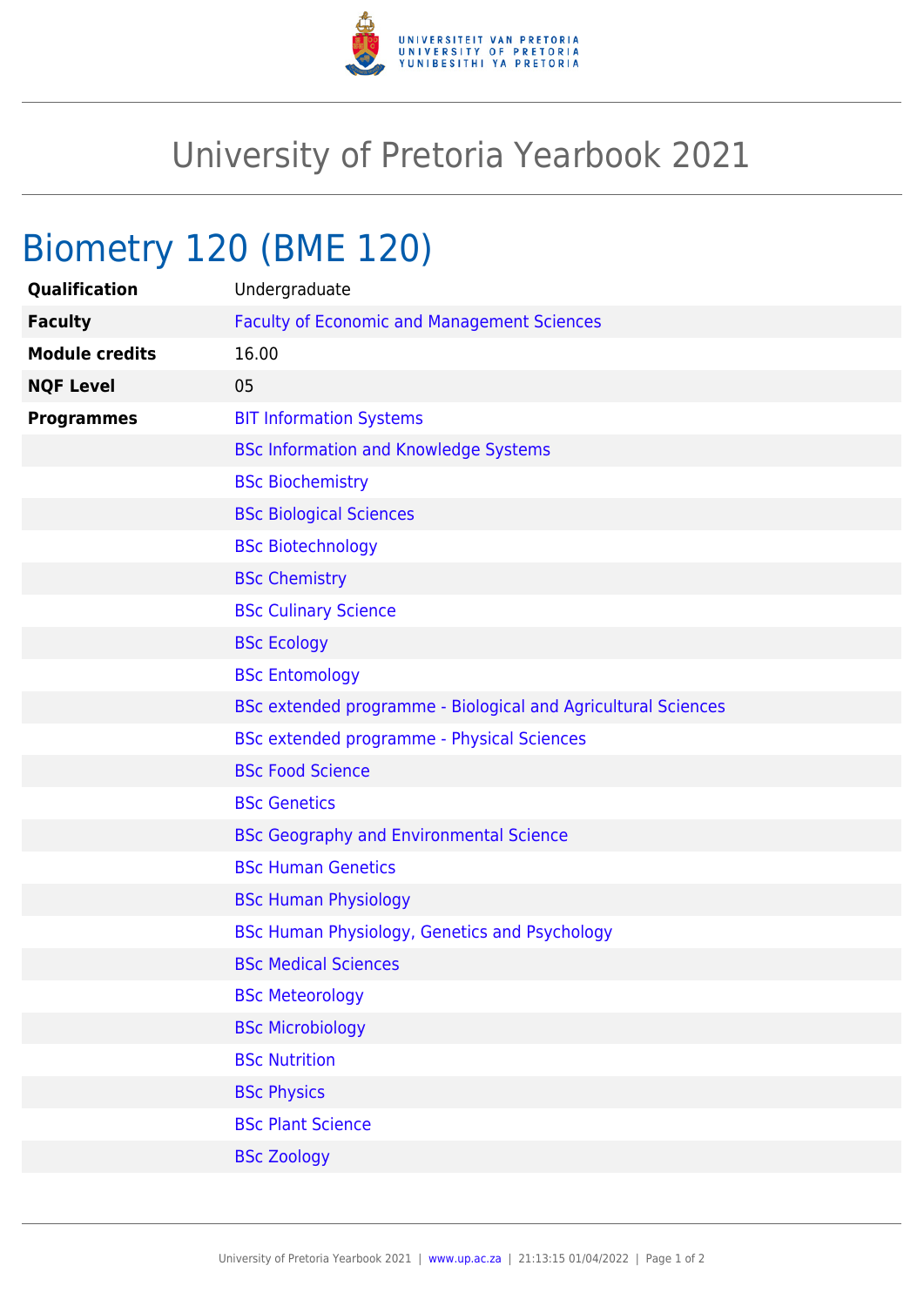# University of Pretoria Yearbook 2021

## Biometry 120 (BME 120)

| | |
|---|---|
| **Qualification** | Undergraduate |
| **Faculty** | Faculty of Economic and Management Sciences |
| **Module credits** | 16.00 |
| **NQF Level** | 05 |
| **Programmes** | BIT Information Systems |
| | BSc Information and Knowledge Systems |
| | BSc Biochemistry |
| | BSc Biological Sciences |
| | BSc Biotechnology |
| | BSc Chemistry |
| | BSc Culinary Science |
| | BSc Ecology |
| | BSc Entomology |
| | BSc extended programme - Biological and Agricultural Sciences |
| | BSc extended programme - Physical Sciences |
| | BSc Food Science |
| | BSc Genetics |
| | BSc Geography and Environmental Science |
| | BSc Human Genetics |
| | BSc Human Physiology |
| | BSc Human Physiology, Genetics and Psychology |
| | BSc Medical Sciences |
| | BSc Meteorology |
| | BSc Microbiology |
| | BSc Nutrition |
| | BSc Physics |
| | BSc Plant Science |
| | BSc Zoology |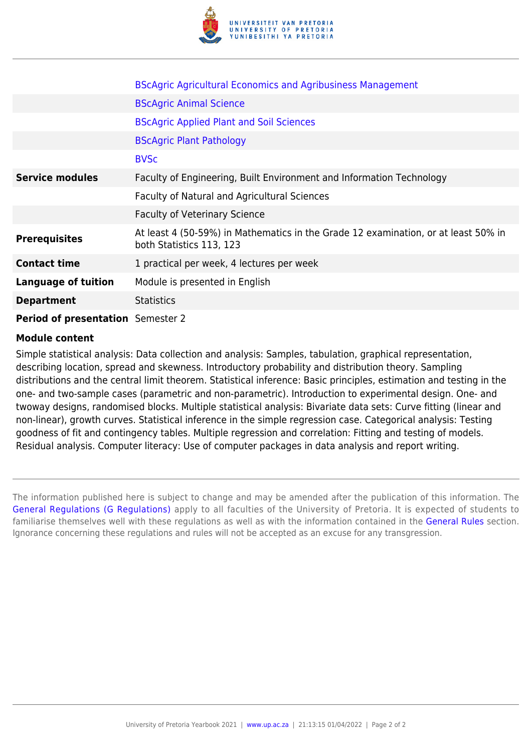| | |
|---|---|
| | BScAgric Agricultural Economics and Agribusiness Management |
| | BScAgric Animal Science |
| | BScAgric Applied Plant and Soil Sciences |
| | BScAgric Plant Pathology |
| | BVSc |
| **Service modules** | Faculty of Engineering, Built Environment and Information Technology |
| | Faculty of Natural and Agricultural Sciences |
| | Faculty of Veterinary Science |
| **Prerequisites** | At least 4 (50-59%) in Mathematics in the Grade 12 examination, or at least 50% in both Statistics 113, 123 |
| **Contact time** | 1 practical per week, 4 lectures per week |
| **Language of tuition** | Module is presented in English |
| **Department** | Statistics |
| **Period of presentation** | Semester 2 |

**Module content**

Simple statistical analysis: Data collection and analysis: Samples, tabulation, graphical representation, describing location, spread and skewness. Introductory probability and distribution theory. Sampling distributions and the central limit theorem. Statistical inference: Basic principles, estimation and testing in the one- and two-sample cases (parametric and non-parametric). Introduction to experimental design. One- and twoway designs, randomised blocks. Multiple statistical analysis: Bivariate data sets: Curve fitting (linear and non-linear), growth curves. Statistical inference in the simple regression case. Categorical analysis: Testing goodness of fit and contingency tables. Multiple regression and correlation: Fitting and testing of models. Residual analysis. Computer literacy: Use of computer packages in data analysis and report writing.

The information published here is subject to change and may be amended after the publication of this information. The General Regulations (G Regulations) apply to all faculties of the University of Pretoria. It is expected of students to familiarise themselves well with these regulations as well as with the information contained in the General Rules section. Ignorance concerning these regulations and rules will not be accepted as an excuse for any transgression.